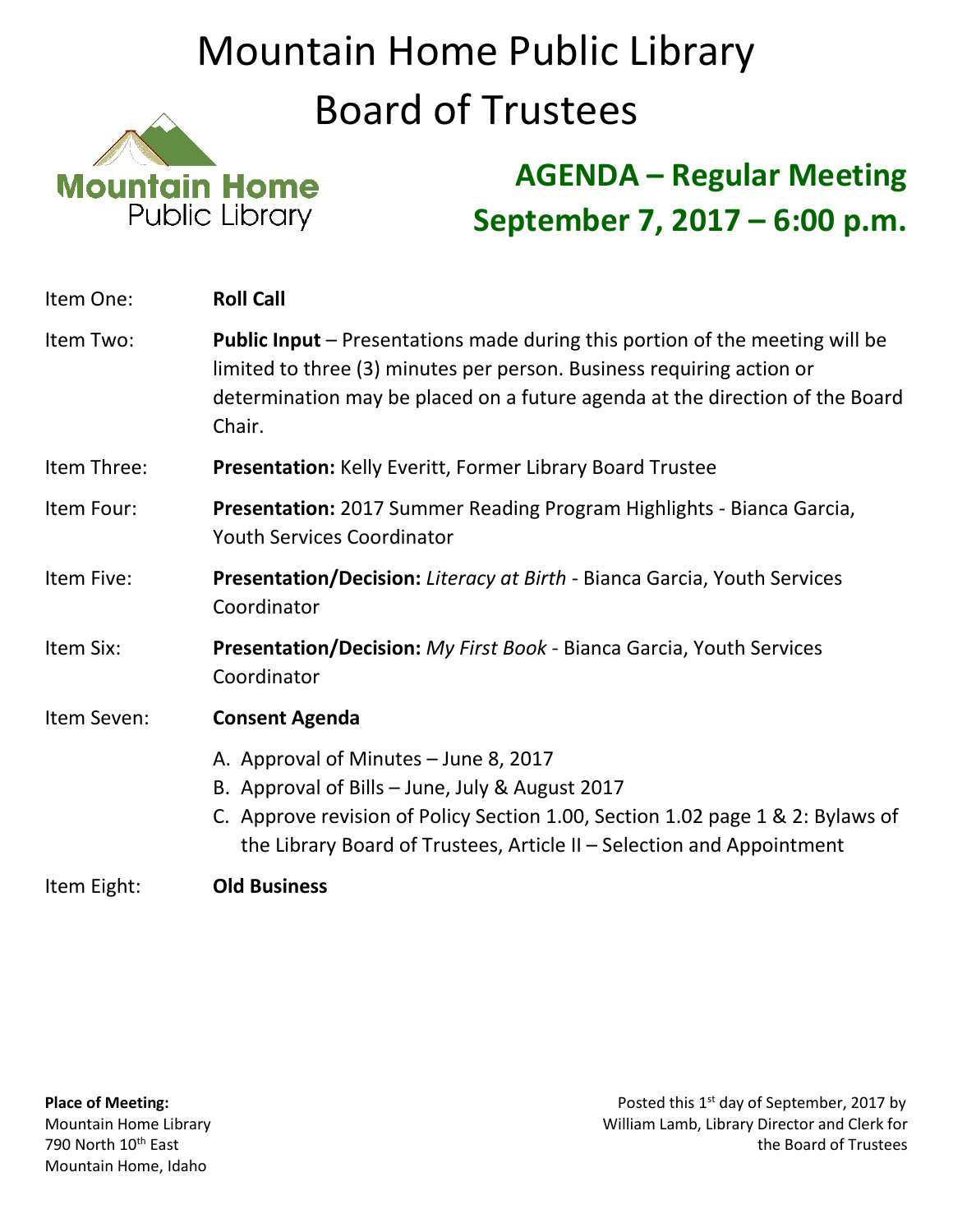# Mountain Home Public Library Board of Trustees

Mountain Home Public Library

## AGENDA – Regular Meeting
## September 7, 2017 – 6:00 p.m.

Item One: **Roll Call**

Item Two: **Public Input** – Presentations made during this portion of the meeting will be limited to three (3) minutes per person. Business requiring action or determination may be placed on a future agenda at the direction of the Board Chair.

Item Three: **Presentation:** Kelly Everitt, Former Library Board Trustee

Item Four: **Presentation:** 2017 Summer Reading Program Highlights - Bianca Garcia, Youth Services Coordinator

Item Five: **Presentation/Decision:** *Literacy at Birth* - Bianca Garcia, Youth Services Coordinator

Item Six: **Presentation/Decision:** *My First Book* - Bianca Garcia, Youth Services Coordinator

Item Seven: **Consent Agenda**

A. Approval of Minutes – June 8, 2017
B. Approval of Bills – June, July & August 2017
C. Approve revision of Policy Section 1.00, Section 1.02 page 1 & 2: Bylaws of the Library Board of Trustees, Article II – Selection and Appointment

Item Eight: **Old Business**

**Place of Meeting:**
Mountain Home Library
790 North 10th East
Mountain Home, Idaho

Posted this 1st day of September, 2017 by William Lamb, Library Director and Clerk for the Board of Trustees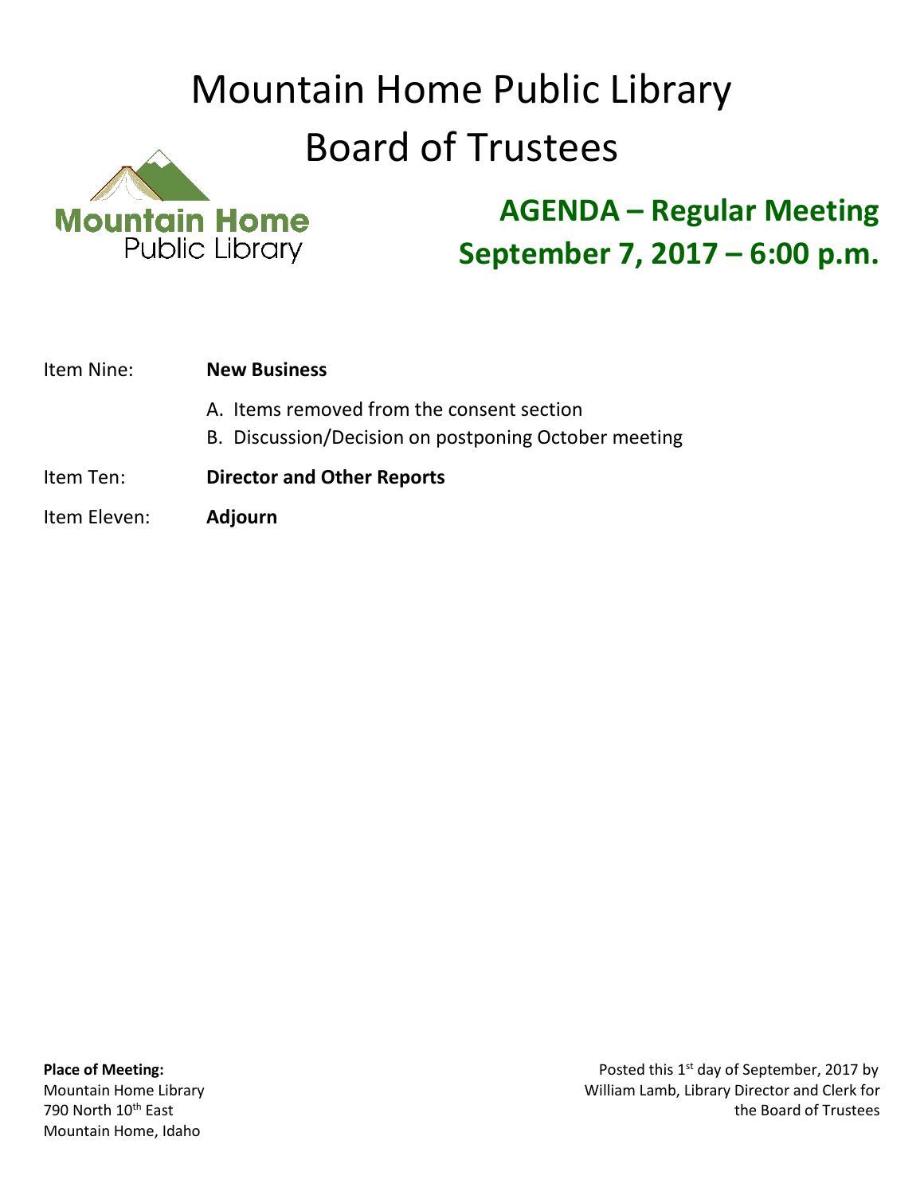# Mountain Home Public Library
# Board of Trustees

Mountain Home
Public Library

## AGENDA – Regular Meeting
## September 7, 2017 – 6:00 p.m.

Item Nine: **New Business**

A. Items removed from the consent section
B. Discussion/Decision on postponing October meeting

Item Ten: **Director and Other Reports**

Item Eleven: **Adjourn**

**Place of Meeting:**
Mountain Home Library
790 North 10th East
Mountain Home, Idaho

Posted this 1st day of September, 2017 by William Lamb, Library Director and Clerk for the Board of Trustees